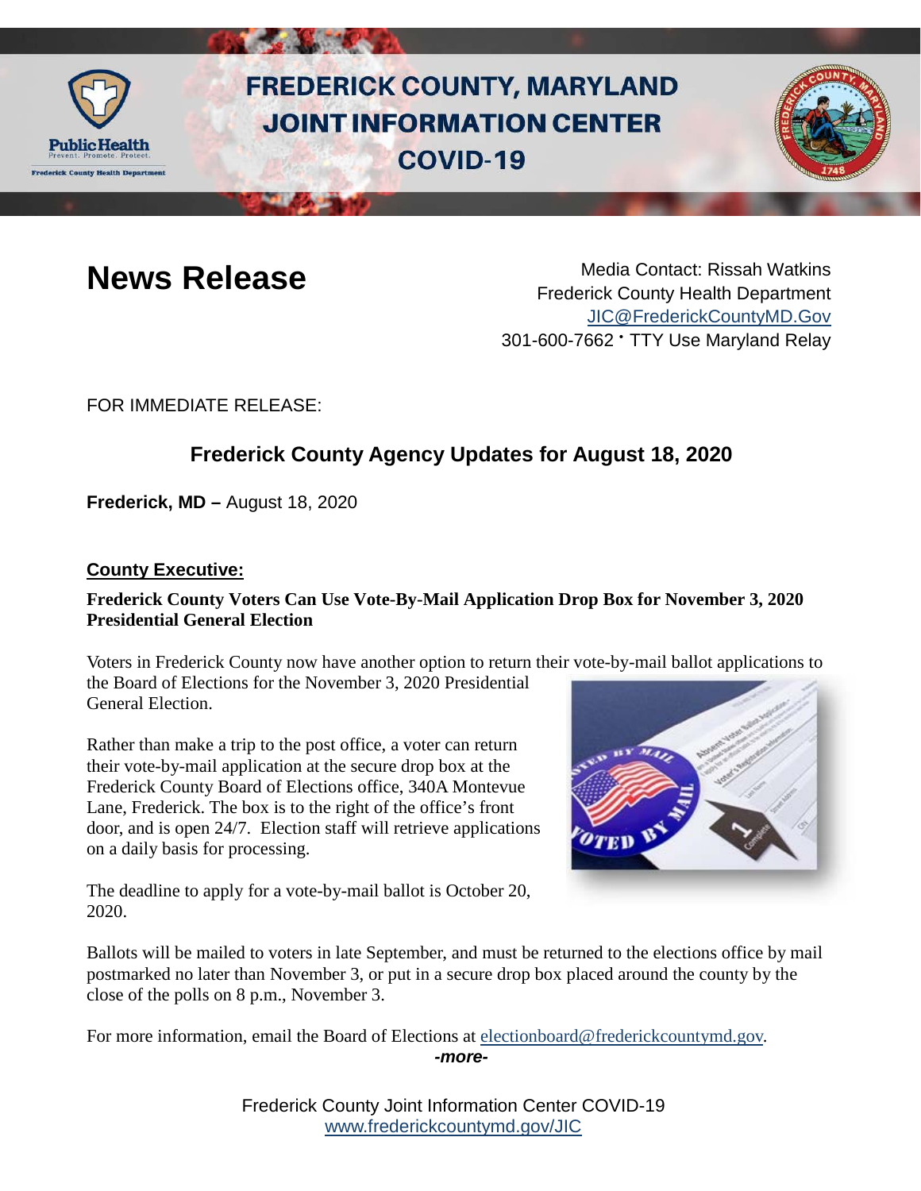# FREDERICK COUNTY, MARYLAND JOINT INFORMATION CENTER COVID-19

## News Release

Media Contact: Rissah Watkins
Frederick County Health Department
JIC@FrederickCountyMD.Gov
301-600-7662 • TTY Use Maryland Relay

FOR IMMEDIATE RELEASE:

## Frederick County Agency Updates for August 18, 2020

**Frederick, MD –** August 18, 2020

### County Executive:

**Frederick County Voters Can Use Vote-By-Mail Application Drop Box for November 3, 2020 Presidential General Election**

Voters in Frederick County now have another option to return their vote-by-mail ballot applications to the Board of Elections for the November 3, 2020 Presidential General Election.

Rather than make a trip to the post office, a voter can return their vote-by-mail application at the secure drop box at the Frederick County Board of Elections office, 340A Montevue Lane, Frederick. The box is to the right of the office's front door, and is open 24/7. Election staff will retrieve applications on a daily basis for processing.

The deadline to apply for a vote-by-mail ballot is October 20, 2020.

Ballots will be mailed to voters in late September, and must be returned to the elections office by mail postmarked no later than November 3, or put in a secure drop box placed around the county by the close of the polls on 8 p.m., November 3.

For more information, email the Board of Elections at electionboard@frederickcountymd.gov.

*-more-*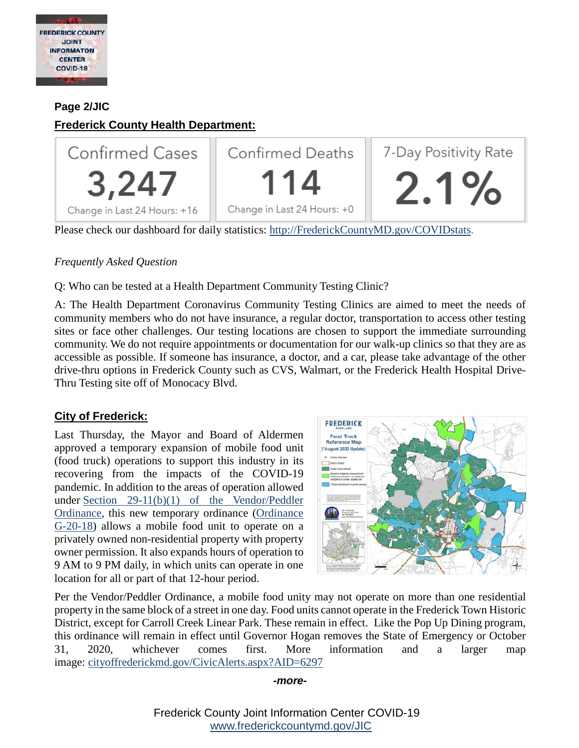**Page 2/JIC**

**Frederick County Health Department:**

| Confirmed Cases | Confirmed Deaths | 7-Day Positivity Rate |
| --- | --- | --- |
| 3,247 | 114 | 2.1% |
| Change in Last 24 Hours: +16 | Change in Last 24 Hours: +0 | |

Please check our dashboard for daily statistics: http://FrederickCountyMD.gov/COVIDstats.

*Frequently Asked Question*

Q: Who can be tested at a Health Department Community Testing Clinic?

A: The Health Department Coronavirus Community Testing Clinics are aimed to meet the needs of community members who do not have insurance, a regular doctor, transportation to access other testing sites or face other challenges. Our testing locations are chosen to support the immediate surrounding community. We do not require appointments or documentation for our walk-up clinics so that they are as accessible as possible. If someone has insurance, a doctor, and a car, please take advantage of the other drive-thru options in Frederick County such as CVS, Walmart, or the Frederick Health Hospital Drive-Thru Testing site off of Monocacy Blvd.

**City of Frederick:**

Last Thursday, the Mayor and Board of Aldermen approved a temporary expansion of mobile food unit (food truck) operations to support this industry in its recovering from the impacts of the COVID-19 pandemic. In addition to the areas of operation allowed under Section 29-11(b)(1) of the Vendor/Peddler Ordinance, this new temporary ordinance (Ordinance G-20-18) allows a mobile food unit to operate on a privately owned non-residential property with property owner permission. It also expands hours of operation to 9 AM to 9 PM daily, in which units can operate in one location for all or part of that 12-hour period.

Per the Vendor/Peddler Ordinance, a mobile food unity may not operate on more than one residential property in the same block of a street in one day. Food units cannot operate in the Frederick Town Historic District, except for Carroll Creek Linear Park. These remain in effect. Like the Pop Up Dining program, this ordinance will remain in effect until Governor Hogan removes the State of Emergency or October 31, 2020, whichever comes first. More information and a larger map image: cityoffrederickmd.gov/CivicAlerts.aspx?AID=6297

*-more-*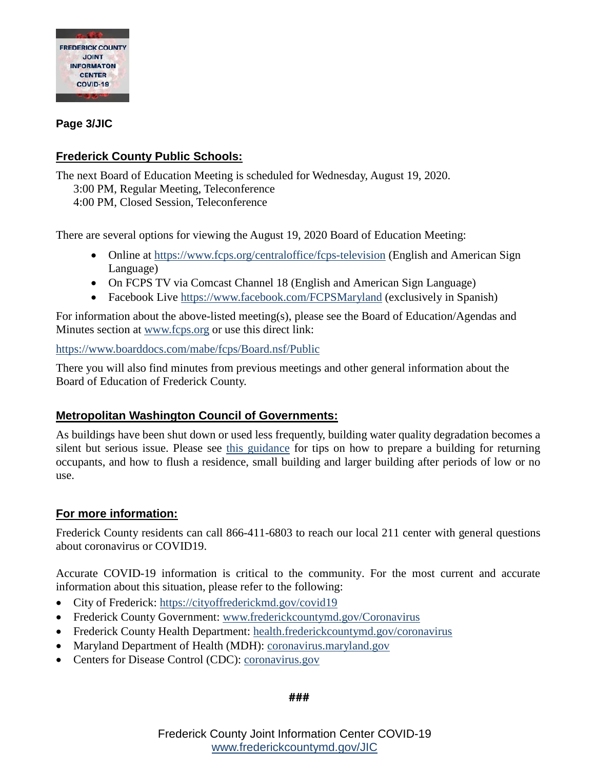**Page 3/JIC**

## Frederick County Public Schools:

The next Board of Education Meeting is scheduled for Wednesday, August 19, 2020.
3:00 PM, Regular Meeting, Teleconference
4:00 PM, Closed Session, Teleconference

There are several options for viewing the August 19, 2020 Board of Education Meeting:

- Online at https://www.fcps.org/centraloffice/fcps-television (English and American Sign Language)
- On FCPS TV via Comcast Channel 18 (English and American Sign Language)
- Facebook Live https://www.facebook.com/FCPSMaryland (exclusively in Spanish)

For information about the above-listed meeting(s), please see the Board of Education/Agendas and Minutes section at www.fcps.org or use this direct link:

https://www.boarddocs.com/mabe/fcps/Board.nsf/Public

There you will also find minutes from previous meetings and other general information about the Board of Education of Frederick County.

## Metropolitan Washington Council of Governments:

As buildings have been shut down or used less frequently, building water quality degradation becomes a silent but serious issue. Please see this guidance for tips on how to prepare a building for returning occupants, and how to flush a residence, small building and larger building after periods of low or no use.

## For more information:

Frederick County residents can call 866-411-6803 to reach our local 211 center with general questions about coronavirus or COVID19.

Accurate COVID-19 information is critical to the community. For the most current and accurate information about this situation, please refer to the following:

- City of Frederick: https://cityoffrederickmd.gov/covid19
- Frederick County Government: www.frederickcountymd.gov/Coronavirus
- Frederick County Health Department: health.frederickcountymd.gov/coronavirus
- Maryland Department of Health (MDH): coronavirus.maryland.gov
- Centers for Disease Control (CDC): coronavirus.gov

###

Frederick County Joint Information Center COVID-19
www.frederickcountymd.gov/JIC